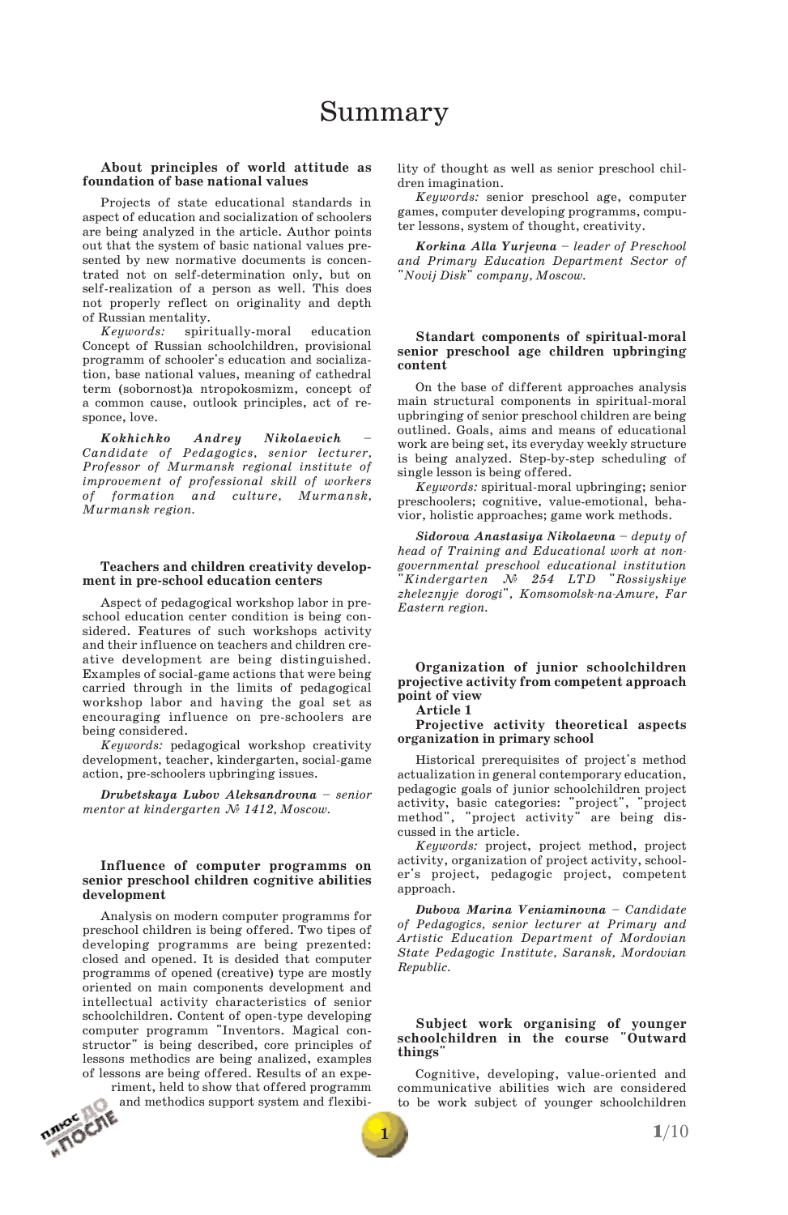# Summary

### About principles of world attitude as foundation of base national values

Projects of state educational standards in aspect of education and socialization of schoolers are being analyzed in the article. Author points out that the system of basic national values presented by new normative documents is concentrated not on self-determination only, but on self-realization of a person as well. This does not properly reflect on originality and depth of Russian mentality.

*Keywords:* spiritually-moral education Concept of Russian schoolchildren, provisional programm of schooler's education and socialization, base national values, meaning of cathedral term (sobornost)a ntropokosmizm, concept of a common cause, outlook principles, act of responce, love.

***Kokhichko Andrey Nikolaevich*** *– Candidate of Pedagogics, senior lecturer, Professor of Murmansk regional institute of improvement of professional skill of workers of formation and culture, Murmansk, Murmansk region.*

### Teachers and children creativity development in pre-school education centers

Aspect of pedagogical workshop labor in preschool education center condition is being considered. Features of such workshops activity and their influence on teachers and children creative development are being distinguished. Examples of social-game actions that were being carried through in the limits of pedagogical workshop labor and having the goal set as encouraging influence on pre-schoolers are being considered.

*Keywords:* pedagogical workshop creativity development, teacher, kindergarten, social-game action, pre-schoolers upbringing issues.

***Drubetskaya Lubov Aleksandrovna*** *– senior mentor at kindergarten № 1412, Moscow.*

### Influence of computer programms on senior preschool children cognitive abilities development

Analysis on modern computer programms for preschool children is being offered. Two tipes of developing programms are being prezented: closed and opened. It is desided that computer programms of opened (creative) type are mostly oriented on main components development and intellectual activity characteristics of senior schoolchildren. Content of open-type developing computer programm "Inventors. Magical constructor" is being described, core principles of lessons methodics are being analized, examples of lessons are being offered. Results of an experiment, held to show that offered programm and methodics support system and flexibility of thought as well as senior preschool children imagination.

*Keywords:* senior preschool age, computer games, computer developing programms, computer lessons, system of thought, creativity.

***Korkina Alla Yurjevna*** *– leader of Preschool and Primary Education Department Sector of "Novij Disk" company, Moscow.*

### Standart components of spiritual-moral senior preschool age children upbringing content

On the base of different approaches analysis main structural components in spiritual-moral upbringing of senior preschool children are being outlined. Goals, aims and means of educational work are being set, its everyday weekly structure is being analyzed. Step-by-step scheduling of single lesson is being offered.

*Keywords:* spiritual-moral upbringing; senior preschoolers; cognitive, value-emotional, behavior, holistic approaches; game work methods.

***Sidorova Anastasiya Nikolaevna*** *– deputy of head of Training and Educational work at non-governmental preschool educational institution "Kindergarten № 254 LTD "Rossiyskiye zheleznyje dorogi", Komsomolsk-na-Amure, Far Eastern region.*

### Organization of junior schoolchildren projective activity from competent approach point of view

**Article 1**

**Projective activity theoretical aspects organization in primary school**

Historical prerequisites of project's method actualization in general contemporary education, pedagogic goals of junior schoolchildren project activity, basic categories: "project", "project method", "project activity" are being discussed in the article.

*Keywords:* project, project method, project activity, organization of project activity, schooler's project, pedagogic project, competent approach.

***Dubova Marina Veniaminovna*** *– Candidate of Pedagogics, senior lecturer at Primary and Artistic Education Department of Mordovian State Pedagogic Institute, Saransk, Mordovian Republic.*

### Subject work organising of younger schoolchildren in the course "Outward things"

Cognitive, developing, value-oriented and communicative abilities wich are considered to be work subject of younger schoolchildren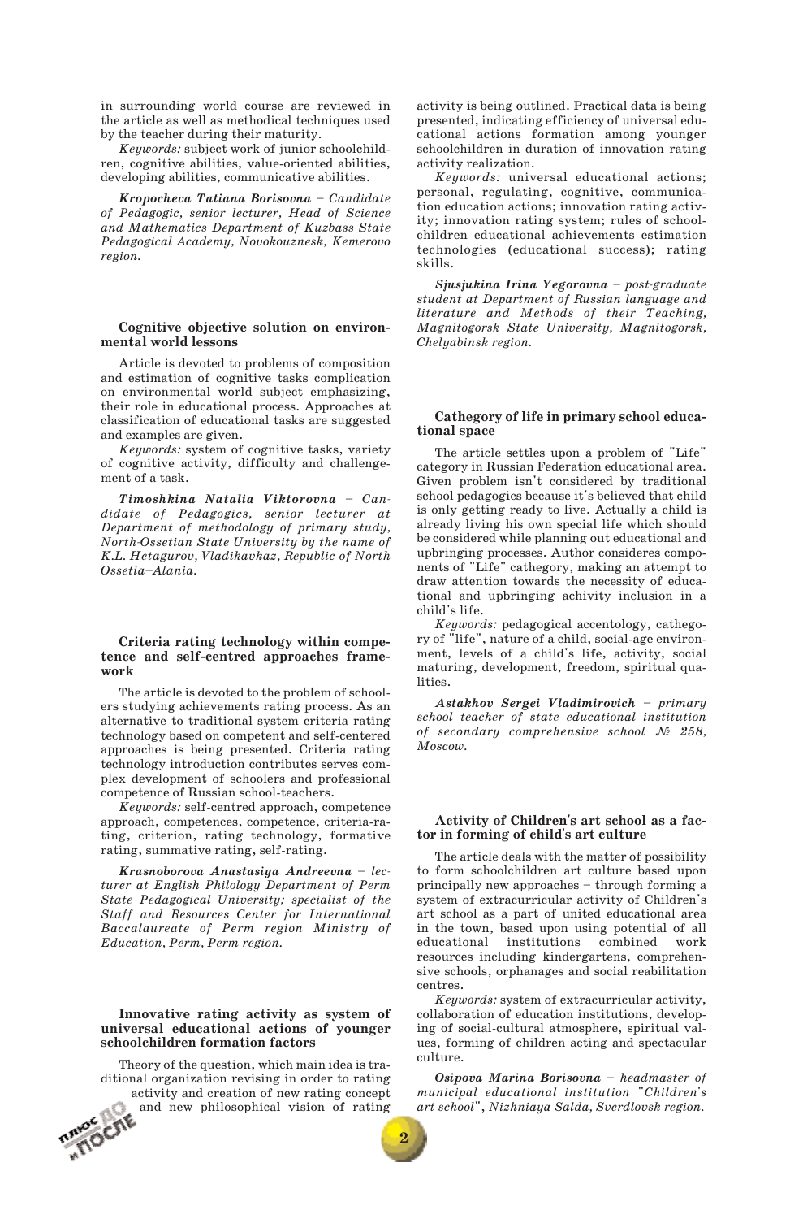in surrounding world course are reviewed in the article as well as methodical techniques used by the teacher during their maturity.

*Keywords:* subject work of junior schoolchildren, cognitive abilities, value-oriented abilities, developing abilities, communicative abilities.

***Kropocheva Tatiana Borisovna*** *– Candidate of Pedagogic, senior lecturer, Head of Science and Mathematics Department of Kuzbass State Pedagogical Academy, Novokouznesk, Kemerovo region.*

## Cognitive objective solution on environmental world lessons

Article is devoted to problems of composition and estimation of cognitive tasks complication on environmental world subject emphasizing, their role in educational process. Approaches at classification of educational tasks are suggested and examples are given.

*Keywords:* system of cognitive tasks, variety of cognitive activity, difficulty and challengement of a task.

***Timoshkina Natalia Viktorovna*** *– Candidate of Pedagogics, senior lecturer at Department of methodology of primary study, North-Ossetian State University by the name of K.L. Hetagurov, Vladikavkaz, Republic of North Ossetia–Alania.*

## Criteria rating technology within competence and self-centred approaches framework

The article is devoted to the problem of schoolers studying achievements rating process. As an alternative to traditional system criteria rating technology based on competent and self-centered approaches is being presented. Criteria rating technology introduction contributes serves complex development of schoolers and professional competence of Russian school-teachers.

*Keywords:* self-centred approach, competence approach, competences, competence, criteria-rating, criterion, rating technology, formative rating, summative rating, self-rating.

***Krasnoborova Anastasiya Andreevna*** *– lecturer at English Philology Department of Perm State Pedagogical University; specialist of the Staff and Resources Center for International Baccalaureate of Perm region Ministry of Education, Perm, Perm region.*

## Innovative rating activity as system of universal educational actions of younger schoolchildren formation factors

Theory of the question, which main idea is traditional organization revising in order to rating activity and creation of new rating concept and new philosophical vision of rating activity is being outlined. Practical data is being presented, indicating efficiency of universal educational actions formation among younger schoolchildren in duration of innovation rating activity realization.

*Keywords:* universal educational actions; personal, regulating, cognitive, communication education actions; innovation rating activity; innovation rating system; rules of schoolchildren educational achievements estimation technologies (educational success); rating skills.

***Sjusjukina Irina Yegorovna*** *– post-graduate student at Department of Russian language and literature and Methods of their Teaching, Magnitogorsk State University, Magnitogorsk, Chelyabinsk region.*

## Cathegory of life in primary school educational space

The article settles upon a problem of "Life" category in Russian Federation educational area. Given problem isn't considered by traditional school pedagogics because it's believed that child is only getting ready to live. Actually a child is already living his own special life which should be considered while planning out educational and upbringing processes. Author consideres components of "Life" cathegory, making an attempt to draw attention towards the necessity of educational and upbringing achivity inclusion in a child's life.

*Keywords:* pedagogical accentology, cathegory of "life", nature of a child, social-age environment, levels of a child's life, activity, social maturing, development, freedom, spiritual qualities.

***Astakhov Sergei Vladimirovich*** *– primary school teacher of state educational institution of secondary comprehensive school № 258, Moscow.*

## Activity of Children's art school as a factor in forming of child's art culture

The article deals with the matter of possibility to form schoolchildren art culture based upon principally new approaches – through forming a system of extracurricular activity of Children's art school as a part of united educational area in the town, based upon using potential of all educational institutions combined work resources including kindergartens, comprehensive schools, orphanages and social reabilitation centres.

*Keywords:* system of extracurricular activity, collaboration of education institutions, developing of social-cultural atmosphere, spiritual values, forming of children acting and spectacular culture.

***Osipova Marina Borisovna*** *– headmaster of municipal educational institution "Children's art school", Nizhniaya Salda, Sverdlovsk region.*